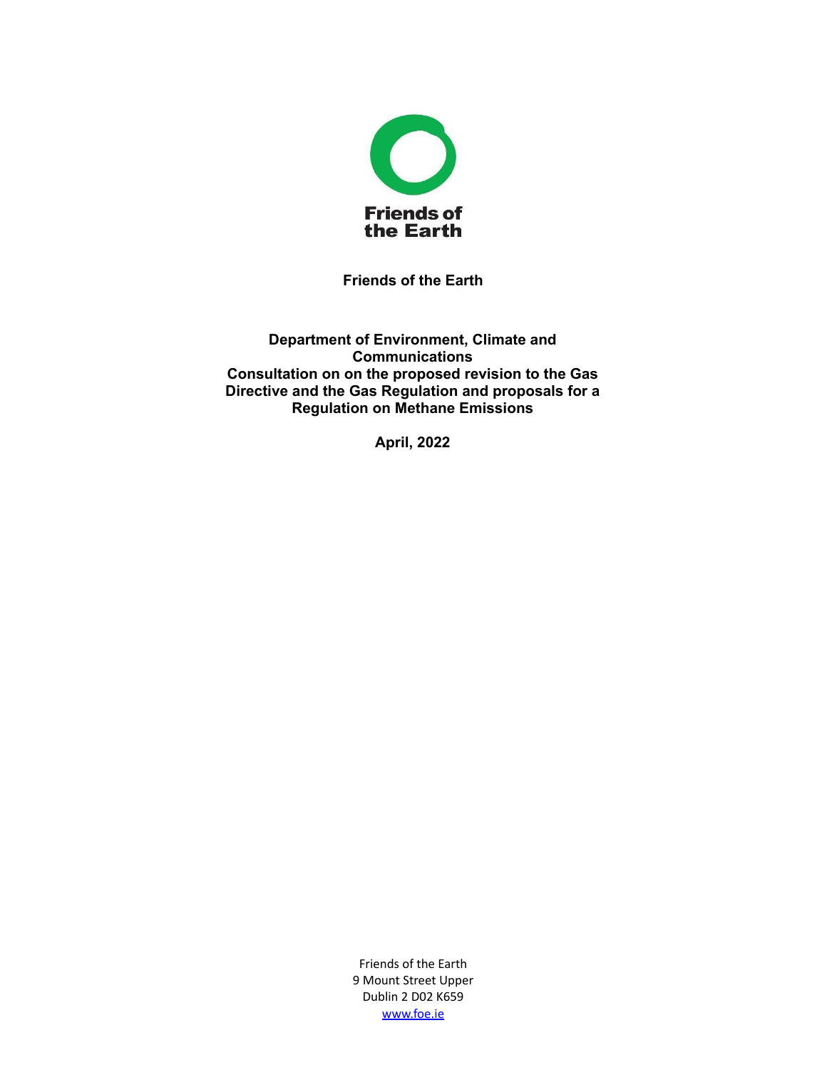# Friends of the Earth

**Department of Environment, Climate and Communications**
**Consultation on on the proposed revision to the Gas Directive and the Gas Regulation and proposals for a Regulation on Methane Emissions**

**April, 2022**

Friends of the Earth
9 Mount Street Upper
Dublin 2 D02 K659
www.foe.ie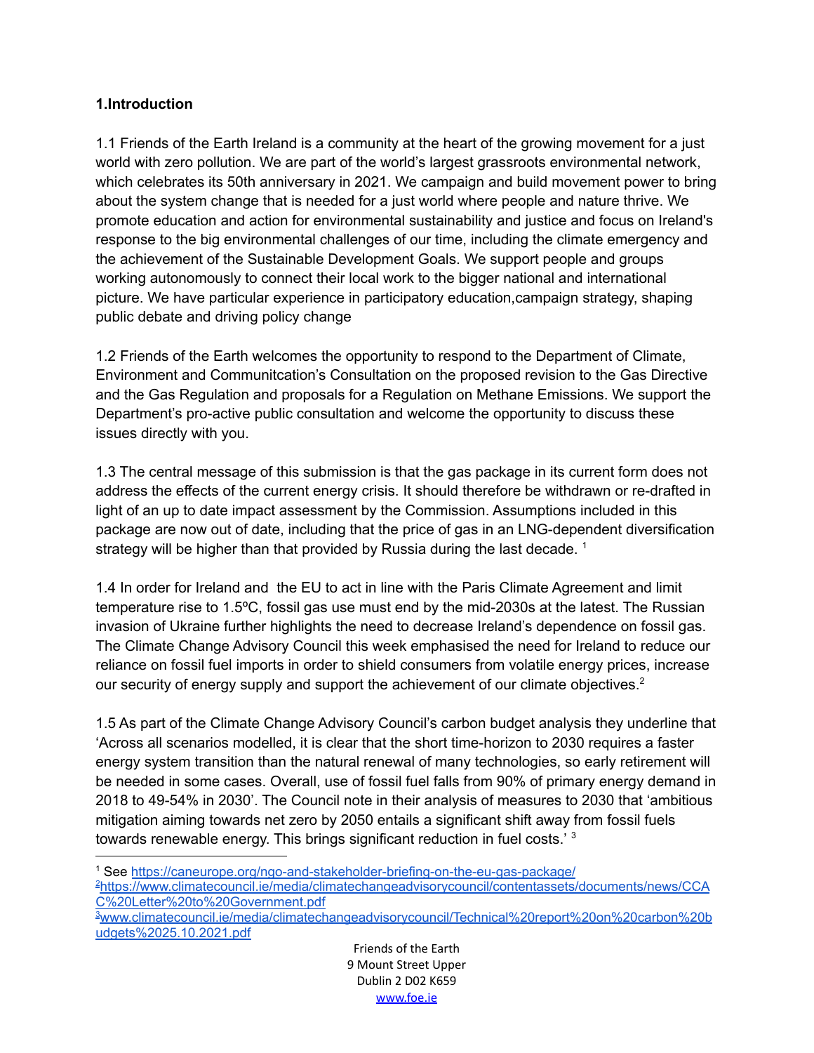**1.Introduction**

1.1 Friends of the Earth Ireland is a community at the heart of the growing movement for a just world with zero pollution. We are part of the world's largest grassroots environmental network, which celebrates its 50th anniversary in 2021. We campaign and build movement power to bring about the system change that is needed for a just world where people and nature thrive. We promote education and action for environmental sustainability and justice and focus on Ireland's response to the big environmental challenges of our time, including the climate emergency and the achievement of the Sustainable Development Goals. We support people and groups working autonomously to connect their local work to the bigger national and international picture. We have particular experience in participatory education,campaign strategy, shaping public debate and driving policy change

1.2 Friends of the Earth welcomes the opportunity to respond to the Department of Climate, Environment and Communitcation's Consultation on the proposed revision to the Gas Directive and the Gas Regulation and proposals for a Regulation on Methane Emissions. We support the Department's pro-active public consultation and welcome the opportunity to discuss these issues directly with you.

1.3 The central message of this submission is that the gas package in its current form does not address the effects of the current energy crisis. It should therefore be withdrawn or re-drafted in light of an up to date impact assessment by the Commission. Assumptions included in this package are now out of date, including that the price of gas in an LNG-dependent diversification strategy will be higher than that provided by Russia during the last decade. [1]

1.4 In order for Ireland and the EU to act in line with the Paris Climate Agreement and limit temperature rise to 1.5ºC, fossil gas use must end by the mid-2030s at the latest. The Russian invasion of Ukraine further highlights the need to decrease Ireland's dependence on fossil gas. The Climate Change Advisory Council this week emphasised the need for Ireland to reduce our reliance on fossil fuel imports in order to shield consumers from volatile energy prices, increase our security of energy supply and support the achievement of our climate objectives.[2]

1.5 As part of the Climate Change Advisory Council's carbon budget analysis they underline that 'Across all scenarios modelled, it is clear that the short time-horizon to 2030 requires a faster energy system transition than the natural renewal of many technologies, so early retirement will be needed in some cases. Overall, use of fossil fuel falls from 90% of primary energy demand in 2018 to 49-54% in 2030'. The Council note in their analysis of measures to 2030 that 'ambitious mitigation aiming towards net zero by 2050 entails a significant shift away from fossil fuels towards renewable energy. This brings significant reduction in fuel costs.' [3]

---

[1] See https://caneurope.org/ngo-and-stakeholder-briefing-on-the-eu-gas-package/

[2] https://www.climatecouncil.ie/media/climatechangeadvisorycouncil/contentassets/documents/news/CCAC%20Letter%20to%20Government.pdf

[3] www.climatecouncil.ie/media/climatechangeadvisorycouncil/Technical%20report%20on%20carbon%20budgets%2025.10.2021.pdf

Friends of the Earth
9 Mount Street Upper
Dublin 2 D02 K659
www.foe.ie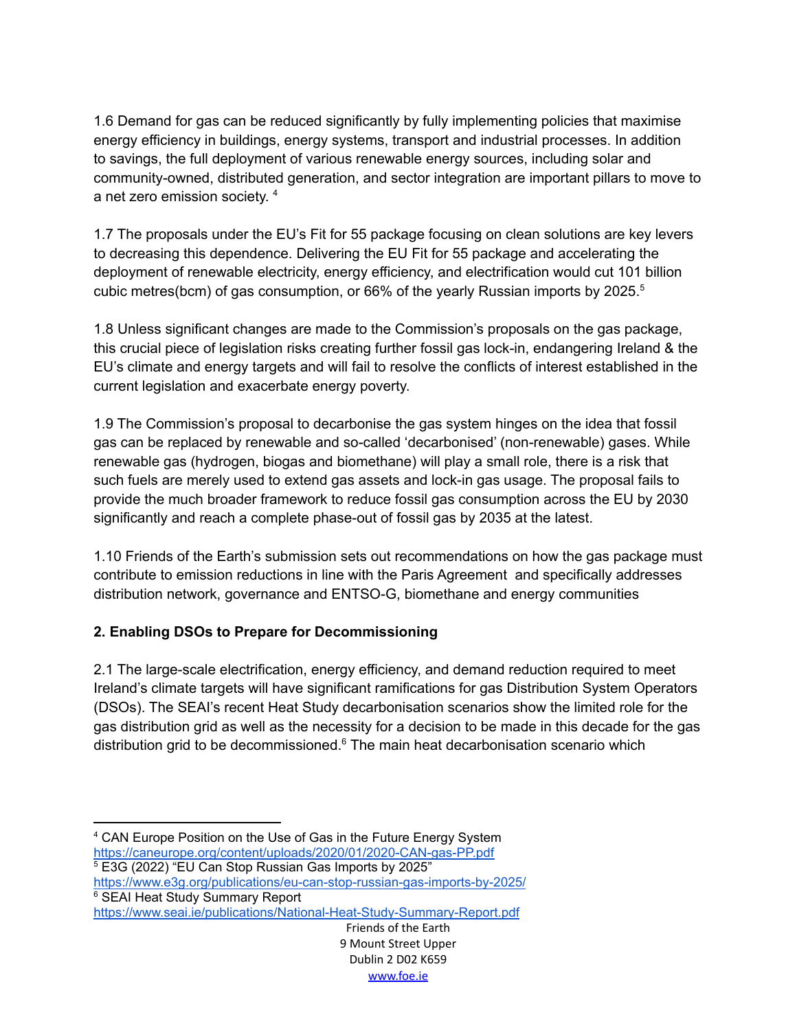1.6 Demand for gas can be reduced significantly by fully implementing policies that maximise energy efficiency in buildings, energy systems, transport and industrial processes. In addition to savings, the full deployment of various renewable energy sources, including solar and community-owned, distributed generation, and sector integration are important pillars to move to a net zero emission society. [4]

1.7 The proposals under the EU's Fit for 55 package focusing on clean solutions are key levers to decreasing this dependence. Delivering the EU Fit for 55 package and accelerating the deployment of renewable electricity, energy efficiency, and electrification would cut 101 billion cubic metres(bcm) of gas consumption, or 66% of the yearly Russian imports by 2025.[5]

1.8 Unless significant changes are made to the Commission's proposals on the gas package, this crucial piece of legislation risks creating further fossil gas lock-in, endangering Ireland & the EU's climate and energy targets and will fail to resolve the conflicts of interest established in the current legislation and exacerbate energy poverty.

1.9 The Commission's proposal to decarbonise the gas system hinges on the idea that fossil gas can be replaced by renewable and so-called 'decarbonised' (non-renewable) gases. While renewable gas (hydrogen, biogas and biomethane) will play a small role, there is a risk that such fuels are merely used to extend gas assets and lock-in gas usage. The proposal fails to provide the much broader framework to reduce fossil gas consumption across the EU by 2030 significantly and reach a complete phase-out of fossil gas by 2035 at the latest.

1.10 Friends of the Earth's submission sets out recommendations on how the gas package must contribute to emission reductions in line with the Paris Agreement and specifically addresses distribution network, governance and ENTSO-G, biomethane and energy communities

**2. Enabling DSOs to Prepare for Decommissioning**

2.1 The large-scale electrification, energy efficiency, and demand reduction required to meet Ireland's climate targets will have significant ramifications for gas Distribution System Operators (DSOs). The SEAI's recent Heat Study decarbonisation scenarios show the limited role for the gas distribution grid as well as the necessity for a decision to be made in this decade for the gas distribution grid to be decommissioned.[6] The main heat decarbonisation scenario which

---

[4] CAN Europe Position on the Use of Gas in the Future Energy System https://caneurope.org/content/uploads/2020/01/2020-CAN-gas-PP.pdf

[5] E3G (2022) "EU Can Stop Russian Gas Imports by 2025" https://www.e3g.org/publications/eu-can-stop-russian-gas-imports-by-2025/

[6] SEAI Heat Study Summary Report https://www.seai.ie/publications/National-Heat-Study-Summary-Report.pdf

Friends of the Earth
9 Mount Street Upper
Dublin 2 D02 K659
www.foe.ie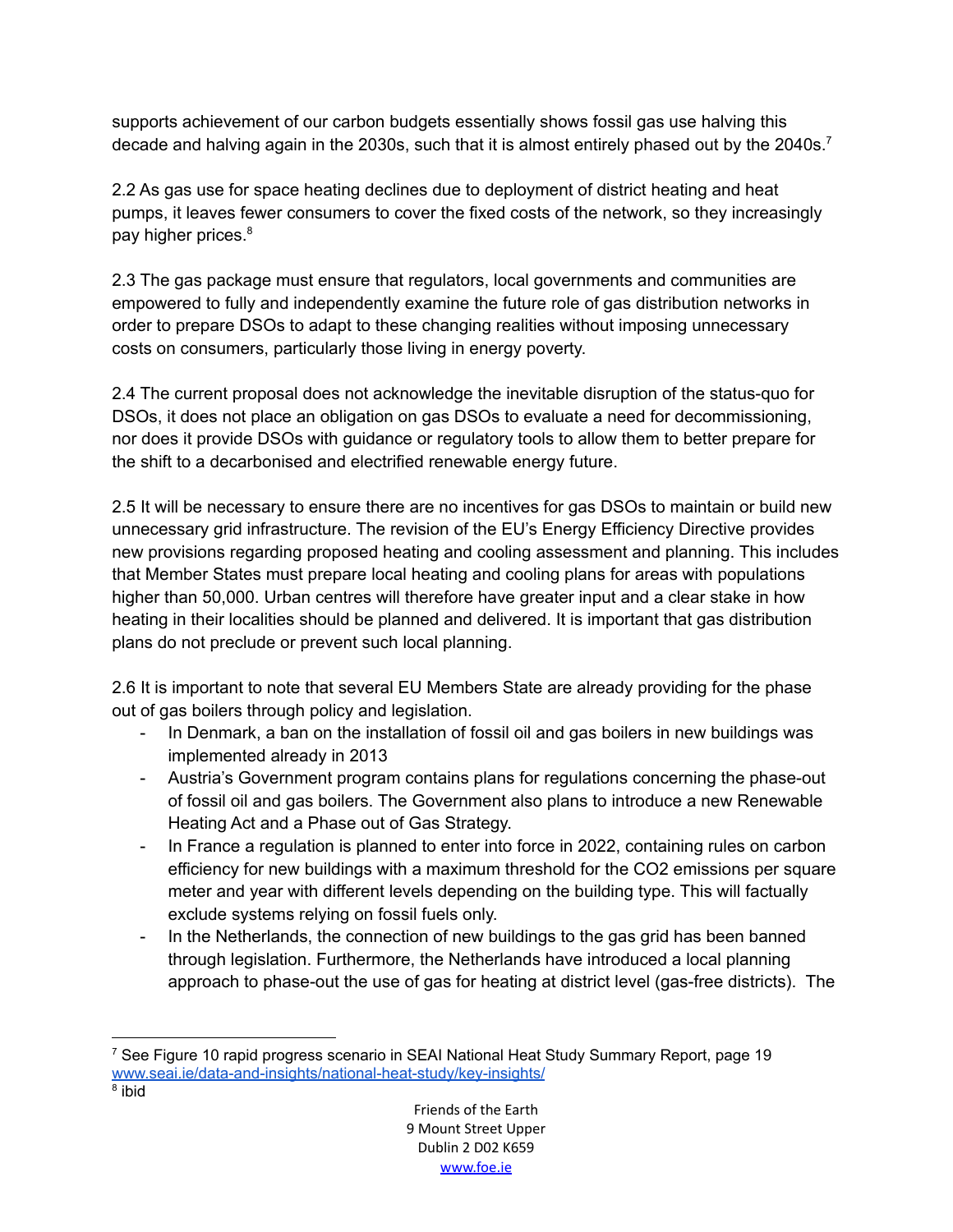supports achievement of our carbon budgets essentially shows fossil gas use halving this decade and halving again in the 2030s, such that it is almost entirely phased out by the 2040s.[7]

2.2 As gas use for space heating declines due to deployment of district heating and heat pumps, it leaves fewer consumers to cover the fixed costs of the network, so they increasingly pay higher prices.[8]

2.3 The gas package must ensure that regulators, local governments and communities are empowered to fully and independently examine the future role of gas distribution networks in order to prepare DSOs to adapt to these changing realities without imposing unnecessary costs on consumers, particularly those living in energy poverty.

2.4 The current proposal does not acknowledge the inevitable disruption of the status-quo for DSOs, it does not place an obligation on gas DSOs to evaluate a need for decommissioning, nor does it provide DSOs with guidance or regulatory tools to allow them to better prepare for the shift to a decarbonised and electrified renewable energy future.

2.5 It will be necessary to ensure there are no incentives for gas DSOs to maintain or build new unnecessary grid infrastructure. The revision of the EU's Energy Efficiency Directive provides new provisions regarding proposed heating and cooling assessment and planning. This includes that Member States must prepare local heating and cooling plans for areas with populations higher than 50,000. Urban centres will therefore have greater input and a clear stake in how heating in their localities should be planned and delivered. It is important that gas distribution plans do not preclude or prevent such local planning.

2.6 It is important to note that several EU Members State are already providing for the phase out of gas boilers through policy and legislation.

- In Denmark, a ban on the installation of fossil oil and gas boilers in new buildings was implemented already in 2013
- Austria's Government program contains plans for regulations concerning the phase-out of fossil oil and gas boilers. The Government also plans to introduce a new Renewable Heating Act and a Phase out of Gas Strategy.
- In France a regulation is planned to enter into force in 2022, containing rules on carbon efficiency for new buildings with a maximum threshold for the CO2 emissions per square meter and year with different levels depending on the building type. This will factually exclude systems relying on fossil fuels only.
- In the Netherlands, the connection of new buildings to the gas grid has been banned through legislation. Furthermore, the Netherlands have introduced a local planning approach to phase-out the use of gas for heating at district level (gas-free districts). The

[7] See Figure 10 rapid progress scenario in SEAI National Heat Study Summary Report, page 19 www.seai.ie/data-and-insights/national-heat-study/key-insights/

[8] ibid

Friends of the Earth
9 Mount Street Upper
Dublin 2 D02 K659
www.foe.ie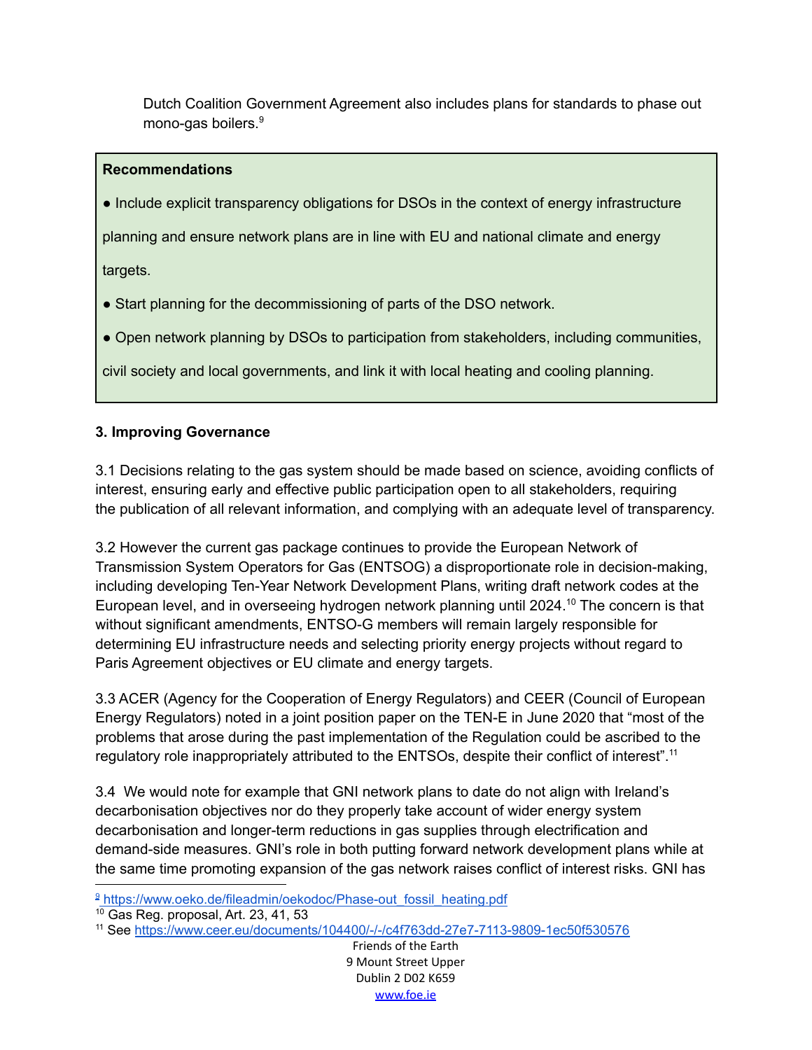Dutch Coalition Government Agreement also includes plans for standards to phase out mono-gas boilers.[9]

> **Recommendations**
>
> - Include explicit transparency obligations for DSOs in the context of energy infrastructure planning and ensure network plans are in line with EU and national climate and energy targets.
> - Start planning for the decommissioning of parts of the DSO network.
> - Open network planning by DSOs to participation from stakeholders, including communities, civil society and local governments, and link it with local heating and cooling planning.

### 3. Improving Governance

3.1 Decisions relating to the gas system should be made based on science, avoiding conflicts of interest, ensuring early and effective public participation open to all stakeholders, requiring the publication of all relevant information, and complying with an adequate level of transparency.

3.2 However the current gas package continues to provide the European Network of Transmission System Operators for Gas (ENTSOG) a disproportionate role in decision-making, including developing Ten-Year Network Development Plans, writing draft network codes at the European level, and in overseeing hydrogen network planning until 2024.[10] The concern is that without significant amendments, ENTSO-G members will remain largely responsible for determining EU infrastructure needs and selecting priority energy projects without regard to Paris Agreement objectives or EU climate and energy targets.

3.3 ACER (Agency for the Cooperation of Energy Regulators) and CEER (Council of European Energy Regulators) noted in a joint position paper on the TEN-E in June 2020 that "most of the problems that arose during the past implementation of the Regulation could be ascribed to the regulatory role inappropriately attributed to the ENTSOs, despite their conflict of interest".[11]

3.4 We would note for example that GNI network plans to date do not align with Ireland's decarbonisation objectives nor do they properly take account of wider energy system decarbonisation and longer-term reductions in gas supplies through electrification and demand-side measures. GNI's role in both putting forward network development plans while at the same time promoting expansion of the gas network raises conflict of interest risks. GNI has

---

[9] https://www.oeko.de/fileadmin/oekodoc/Phase-out_fossil_heating.pdf

[10] Gas Reg. proposal, Art. 23, 41, 53

[11] See https://www.ceer.eu/documents/104400/-/-/c4f763dd-27e7-7113-9809-1ec50f530576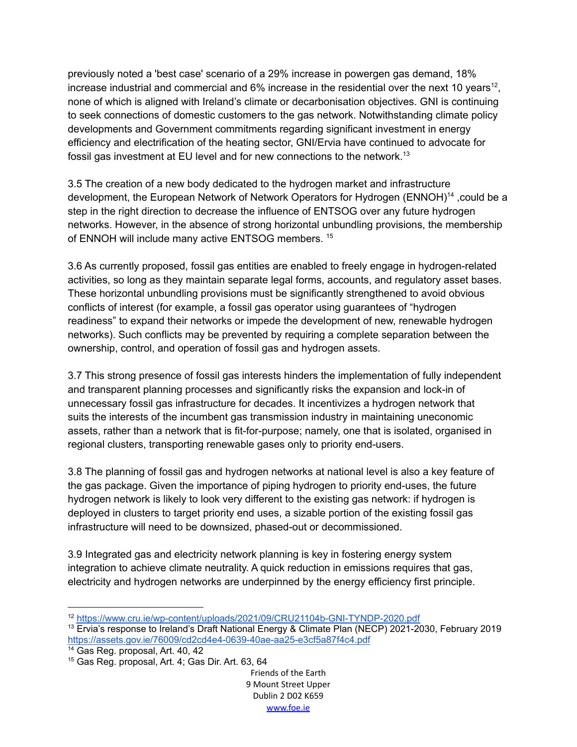previously noted a 'best case' scenario of a 29% increase in powergen gas demand, 18% increase industrial and commercial and 6% increase in the residential over the next 10 years[12], none of which is aligned with Ireland's climate or decarbonisation objectives. GNI is continuing to seek connections of domestic customers to the gas network. Notwithstanding climate policy developments and Government commitments regarding significant investment in energy efficiency and electrification of the heating sector, GNI/Ervia have continued to advocate for fossil gas investment at EU level and for new connections to the network.[13]

3.5 The creation of a new body dedicated to the hydrogen market and infrastructure development, the European Network of Network Operators for Hydrogen (ENNOH)[14] ,could be a step in the right direction to decrease the influence of ENTSOG over any future hydrogen networks. However, in the absence of strong horizontal unbundling provisions, the membership of ENNOH will include many active ENTSOG members. [15]

3.6 As currently proposed, fossil gas entities are enabled to freely engage in hydrogen-related activities, so long as they maintain separate legal forms, accounts, and regulatory asset bases. These horizontal unbundling provisions must be significantly strengthened to avoid obvious conflicts of interest (for example, a fossil gas operator using guarantees of "hydrogen readiness" to expand their networks or impede the development of new, renewable hydrogen networks). Such conflicts may be prevented by requiring a complete separation between the ownership, control, and operation of fossil gas and hydrogen assets.

3.7 This strong presence of fossil gas interests hinders the implementation of fully independent and transparent planning processes and significantly risks the expansion and lock-in of unnecessary fossil gas infrastructure for decades. It incentivizes a hydrogen network that suits the interests of the incumbent gas transmission industry in maintaining uneconomic assets, rather than a network that is fit-for-purpose; namely, one that is isolated, organised in regional clusters, transporting renewable gases only to priority end-users.

3.8 The planning of fossil gas and hydrogen networks at national level is also a key feature of the gas package. Given the importance of piping hydrogen to priority end-uses, the future hydrogen network is likely to look very different to the existing gas network: if hydrogen is deployed in clusters to target priority end uses, a sizable portion of the existing fossil gas infrastructure will need to be downsized, phased-out or decommissioned.

3.9 Integrated gas and electricity network planning is key in fostering energy system integration to achieve climate neutrality. A quick reduction in emissions requires that gas, electricity and hydrogen networks are underpinned by the energy efficiency first principle.

---

[12] https://www.cru.ie/wp-content/uploads/2021/09/CRU21104b-GNI-TYNDP-2020.pdf

[13] Ervia's response to Ireland's Draft National Energy & Climate Plan (NECP) 2021-2030, February 2019 https://assets.gov.ie/76009/cd2cd4e4-0639-40ae-aa25-e3cf5a87f4c4.pdf

[14] Gas Reg. proposal, Art. 40, 42

[15] Gas Reg. proposal, Art. 4; Gas Dir. Art. 63, 64

Friends of the Earth
9 Mount Street Upper
Dublin 2 D02 K659
www.foe.ie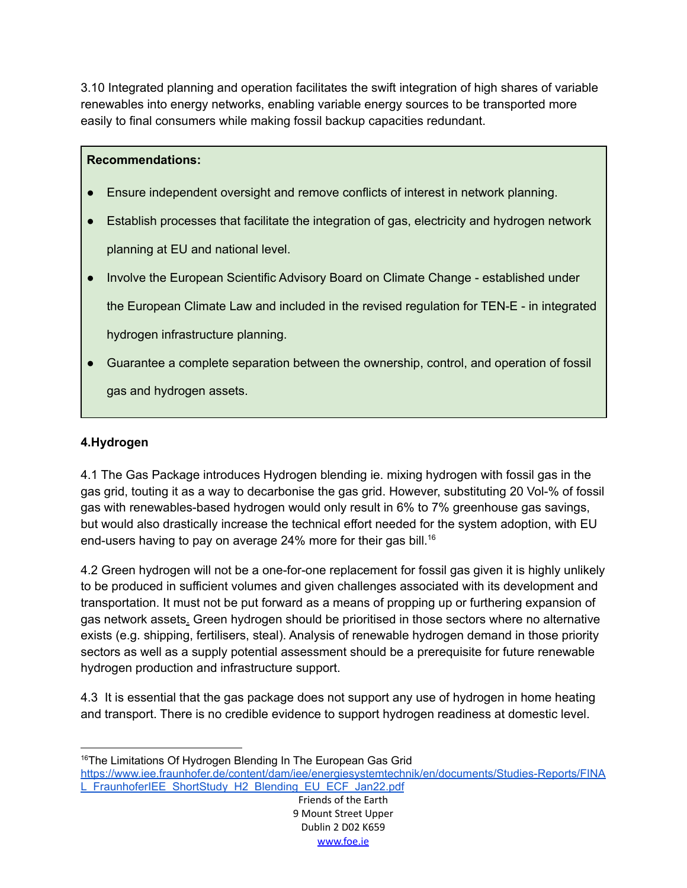3.10 Integrated planning and operation facilitates the swift integration of high shares of variable renewables into energy networks, enabling variable energy sources to be transported more easily to final consumers while making fossil backup capacities redundant.

**Recommendations:**

- Ensure independent oversight and remove conflicts of interest in network planning.
- Establish processes that facilitate the integration of gas, electricity and hydrogen network planning at EU and national level.
- Involve the European Scientific Advisory Board on Climate Change - established under the European Climate Law and included in the revised regulation for TEN-E - in integrated hydrogen infrastructure planning.
- Guarantee a complete separation between the ownership, control, and operation of fossil gas and hydrogen assets.

## 4.Hydrogen

4.1 The Gas Package introduces Hydrogen blending ie. mixing hydrogen with fossil gas in the gas grid, touting it as a way to decarbonise the gas grid. However, substituting 20 Vol-% of fossil gas with renewables-based hydrogen would only result in 6% to 7% greenhouse gas savings, but would also drastically increase the technical effort needed for the system adoption, with EU end-users having to pay on average 24% more for their gas bill.[16]

4.2 Green hydrogen will not be a one-for-one replacement for fossil gas given it is highly unlikely to be produced in sufficient volumes and given challenges associated with its development and transportation. It must not be put forward as a means of propping up or furthering expansion of gas network assets. Green hydrogen should be prioritised in those sectors where no alternative exists (e.g. shipping, fertilisers, steal). Analysis of renewable hydrogen demand in those priority sectors as well as a supply potential assessment should be a prerequisite for future renewable hydrogen production and infrastructure support.

4.3 It is essential that the gas package does not support any use of hydrogen in home heating and transport. There is no credible evidence to support hydrogen readiness at domestic level.

---

[16] The Limitations Of Hydrogen Blending In The European Gas Grid https://www.iee.fraunhofer.de/content/dam/iee/energiesystemtechnik/en/documents/Studies-Reports/FINAL_FraunhoferIEE_ShortStudy_H2_Blending_EU_ECF_Jan22.pdf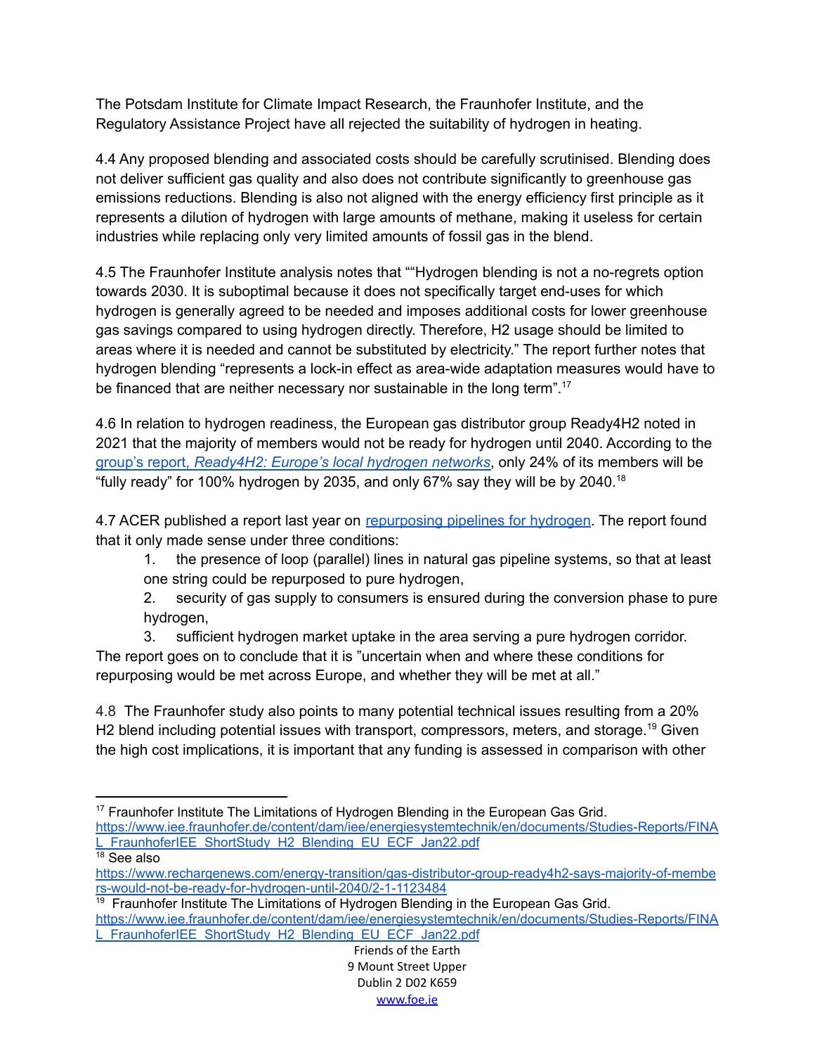The Potsdam Institute for Climate Impact Research, the Fraunhofer Institute, and the Regulatory Assistance Project have all rejected the suitability of hydrogen in heating.

4.4 Any proposed blending and associated costs should be carefully scrutinised. Blending does not deliver sufficient gas quality and also does not contribute significantly to greenhouse gas emissions reductions. Blending is also not aligned with the energy efficiency first principle as it represents a dilution of hydrogen with large amounts of methane, making it useless for certain industries while replacing only very limited amounts of fossil gas in the blend.

4.5 The Fraunhofer Institute analysis notes that ""Hydrogen blending is not a no-regrets option towards 2030. It is suboptimal because it does not specifically target end-uses for which hydrogen is generally agreed to be needed and imposes additional costs for lower greenhouse gas savings compared to using hydrogen directly. Therefore, H2 usage should be limited to areas where it is needed and cannot be substituted by electricity." The report further notes that hydrogen blending "represents a lock-in effect as area-wide adaptation measures would have to be financed that are neither necessary nor sustainable in the long term".[17]

4.6 In relation to hydrogen readiness, the European gas distributor group Ready4H2 noted in 2021 that the majority of members would not be ready for hydrogen until 2040. According to the group's report, *Ready4H2: Europe's local hydrogen networks*, only 24% of its members will be "fully ready" for 100% hydrogen by 2035, and only 67% say they will be by 2040.[18]

4.7 ACER published a report last year on repurposing pipelines for hydrogen. The report found that it only made sense under three conditions:

1. the presence of loop (parallel) lines in natural gas pipeline systems, so that at least one string could be repurposed to pure hydrogen,
2. security of gas supply to consumers is ensured during the conversion phase to pure hydrogen,
3. sufficient hydrogen market uptake in the area serving a pure hydrogen corridor.

The report goes on to conclude that it is "uncertain when and where these conditions for repurposing would be met across Europe, and whether they will be met at all."

4.8 The Fraunhofer study also points to many potential technical issues resulting from a 20% H2 blend including potential issues with transport, compressors, meters, and storage.[19] Given the high cost implications, it is important that any funding is assessed in comparison with other

---

[17] Fraunhofer Institute The Limitations of Hydrogen Blending in the European Gas Grid. https://www.iee.fraunhofer.de/content/dam/iee/energiesystemtechnik/en/documents/Studies-Reports/FINAL_FraunhoferIEE_ShortStudy_H2_Blending_EU_ECF_Jan22.pdf

[18] See also https://www.rechargenews.com/energy-transition/gas-distributor-group-ready4h2-says-majority-of-members-would-not-be-ready-for-hydrogen-until-2040/2-1-1123484

[19] Fraunhofer Institute The Limitations of Hydrogen Blending in the European Gas Grid. https://www.iee.fraunhofer.de/content/dam/iee/energiesystemtechnik/en/documents/Studies-Reports/FINAL_FraunhoferIEE_ShortStudy_H2_Blending_EU_ECF_Jan22.pdf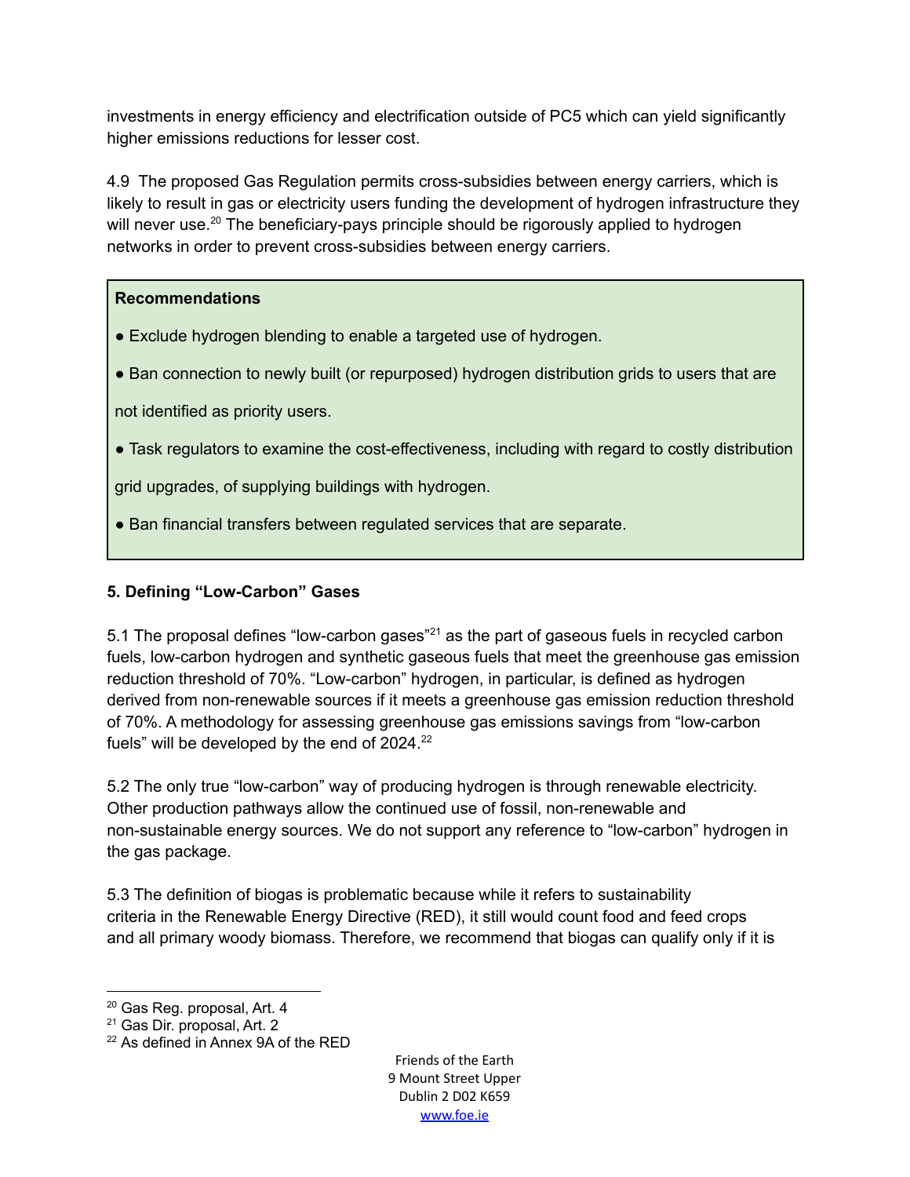investments in energy efficiency and electrification outside of PC5 which can yield significantly higher emissions reductions for lesser cost.

4.9 The proposed Gas Regulation permits cross-subsidies between energy carriers, which is likely to result in gas or electricity users funding the development of hydrogen infrastructure they will never use.[20] The beneficiary-pays principle should be rigorously applied to hydrogen networks in order to prevent cross-subsidies between energy carriers.

> **Recommendations**
>
> - Exclude hydrogen blending to enable a targeted use of hydrogen.
> - Ban connection to newly built (or repurposed) hydrogen distribution grids to users that are not identified as priority users.
> - Task regulators to examine the cost-effectiveness, including with regard to costly distribution grid upgrades, of supplying buildings with hydrogen.
> - Ban financial transfers between regulated services that are separate.

**5. Defining "Low-Carbon" Gases**

5.1 The proposal defines "low-carbon gases"[21] as the part of gaseous fuels in recycled carbon fuels, low-carbon hydrogen and synthetic gaseous fuels that meet the greenhouse gas emission reduction threshold of 70%. "Low-carbon" hydrogen, in particular, is defined as hydrogen derived from non-renewable sources if it meets a greenhouse gas emission reduction threshold of 70%. A methodology for assessing greenhouse gas emissions savings from "low-carbon fuels" will be developed by the end of 2024.[22]

5.2 The only true "low-carbon" way of producing hydrogen is through renewable electricity. Other production pathways allow the continued use of fossil, non-renewable and non-sustainable energy sources. We do not support any reference to "low-carbon" hydrogen in the gas package.

5.3 The definition of biogas is problematic because while it refers to sustainability criteria in the Renewable Energy Directive (RED), it still would count food and feed crops and all primary woody biomass. Therefore, we recommend that biogas can qualify only if it is

---

[20] Gas Reg. proposal, Art. 4

[21] Gas Dir. proposal, Art. 2

[22] As defined in Annex 9A of the RED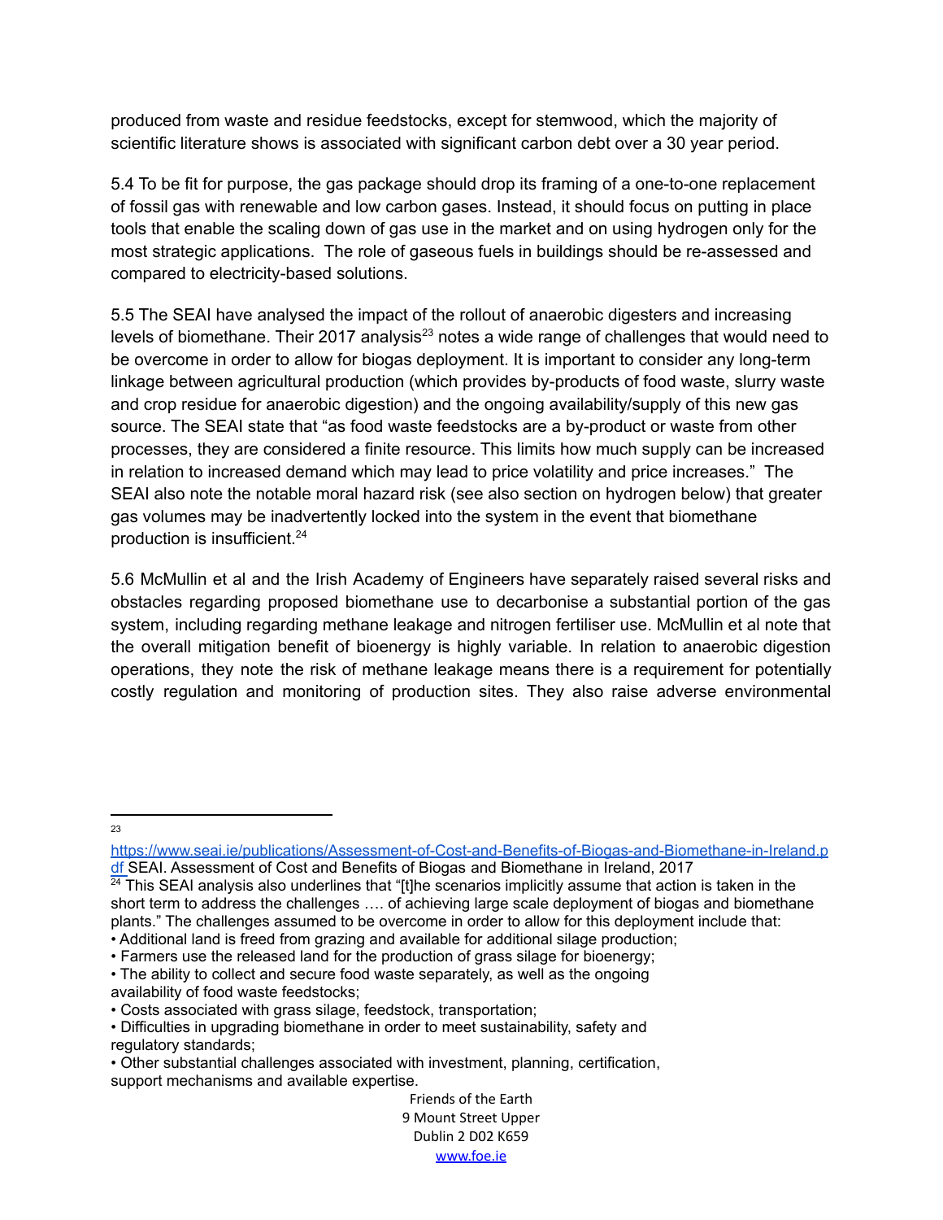produced from waste and residue feedstocks, except for stemwood, which the majority of scientific literature shows is associated with significant carbon debt over a 30 year period.

5.4 To be fit for purpose, the gas package should drop its framing of a one-to-one replacement of fossil gas with renewable and low carbon gases. Instead, it should focus on putting in place tools that enable the scaling down of gas use in the market and on using hydrogen only for the most strategic applications. The role of gaseous fuels in buildings should be re-assessed and compared to electricity-based solutions.

5.5 The SEAI have analysed the impact of the rollout of anaerobic digesters and increasing levels of biomethane. Their 2017 analysis[23] notes a wide range of challenges that would need to be overcome in order to allow for biogas deployment. It is important to consider any long-term linkage between agricultural production (which provides by-products of food waste, slurry waste and crop residue for anaerobic digestion) and the ongoing availability/supply of this new gas source. The SEAI state that "as food waste feedstocks are a by-product or waste from other processes, they are considered a finite resource. This limits how much supply can be increased in relation to increased demand which may lead to price volatility and price increases." The SEAI also note the notable moral hazard risk (see also section on hydrogen below) that greater gas volumes may be inadvertently locked into the system in the event that biomethane production is insufficient.[24]

5.6 McMullin et al and the Irish Academy of Engineers have separately raised several risks and obstacles regarding proposed biomethane use to decarbonise a substantial portion of the gas system, including regarding methane leakage and nitrogen fertiliser use. McMullin et al note that the overall mitigation benefit of bioenergy is highly variable. In relation to anaerobic digestion operations, they note the risk of methane leakage means there is a requirement for potentially costly regulation and monitoring of production sites. They also raise adverse environmental

---

[23] https://www.seai.ie/publications/Assessment-of-Cost-and-Benefits-of-Biogas-and-Biomethane-in-Ireland.pdf SEAI. Assessment of Cost and Benefits of Biogas and Biomethane in Ireland, 2017

[24] This SEAI analysis also underlines that "[t]he scenarios implicitly assume that action is taken in the short term to address the challenges …. of achieving large scale deployment of biogas and biomethane plants." The challenges assumed to be overcome in order to allow for this deployment include that:

- Additional land is freed from grazing and available for additional silage production;
- Farmers use the released land for the production of grass silage for bioenergy;
- The ability to collect and secure food waste separately, as well as the ongoing availability of food waste feedstocks;
- Costs associated with grass silage, feedstock, transportation;
- Difficulties in upgrading biomethane in order to meet sustainability, safety and regulatory standards;
- Other substantial challenges associated with investment, planning, certification, support mechanisms and available expertise.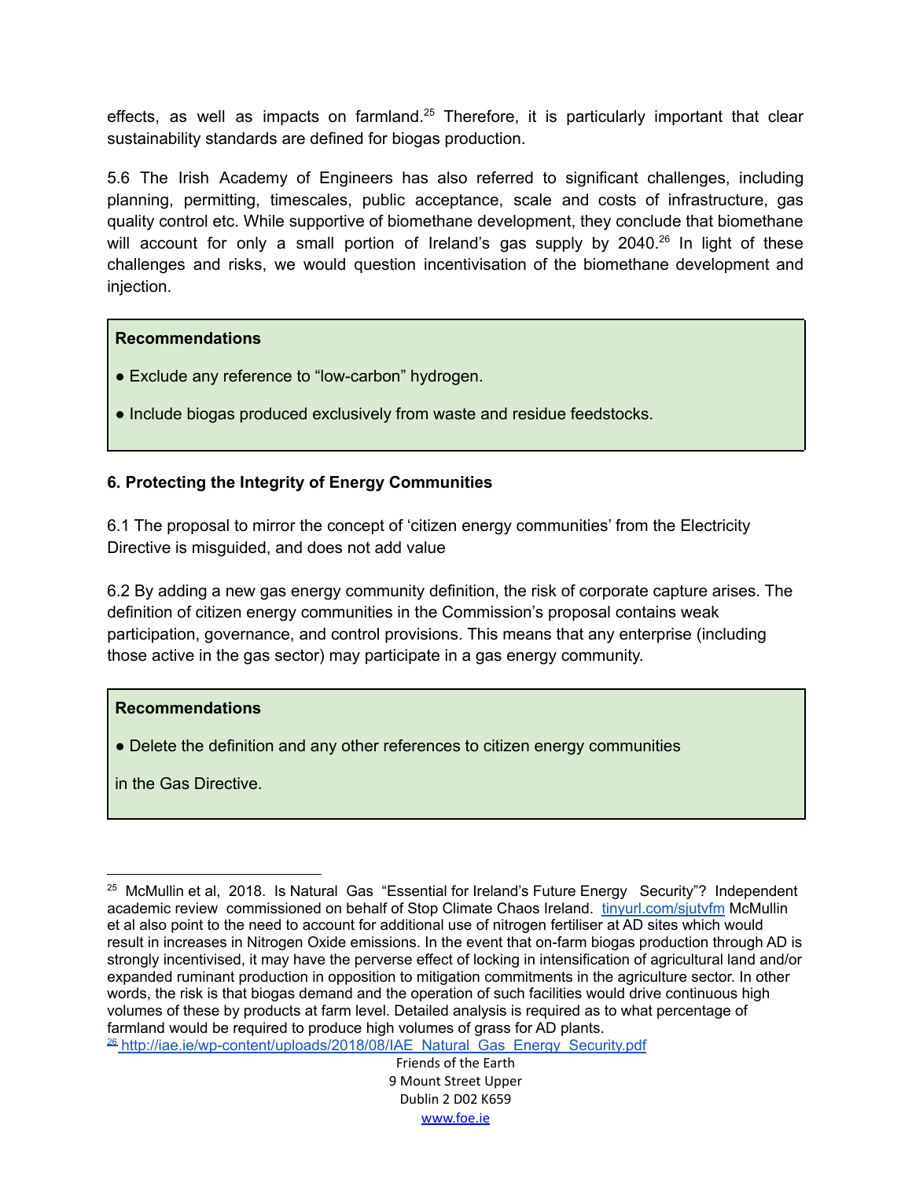effects, as well as impacts on farmland.[25] Therefore, it is particularly important that clear sustainability standards are defined for biogas production.

5.6 The Irish Academy of Engineers has also referred to significant challenges, including planning, permitting, timescales, public acceptance, scale and costs of infrastructure, gas quality control etc. While supportive of biomethane development, they conclude that biomethane will account for only a small portion of Ireland's gas supply by 2040.[26] In light of these challenges and risks, we would question incentivisation of the biomethane development and injection.

> **Recommendations**
>
> ● Exclude any reference to "low-carbon" hydrogen.
>
> ● Include biogas produced exclusively from waste and residue feedstocks.

### 6. Protecting the Integrity of Energy Communities

6.1 The proposal to mirror the concept of 'citizen energy communities' from the Electricity Directive is misguided, and does not add value

6.2 By adding a new gas energy community definition, the risk of corporate capture arises. The definition of citizen energy communities in the Commission's proposal contains weak participation, governance, and control provisions. This means that any enterprise (including those active in the gas sector) may participate in a gas energy community.

> **Recommendations**
>
> ● Delete the definition and any other references to citizen energy communities
>
> in the Gas Directive.

---

[25] McMullin et al, 2018. Is Natural Gas "Essential for Ireland's Future Energy Security"? Independent academic review commissioned on behalf of Stop Climate Chaos Ireland. tinyurl.com/sjutvfm McMullin et al also point to the need to account for additional use of nitrogen fertiliser at AD sites which would result in increases in Nitrogen Oxide emissions. In the event that on-farm biogas production through AD is strongly incentivised, it may have the perverse effect of locking in intensification of agricultural land and/or expanded ruminant production in opposition to mitigation commitments in the agriculture sector. In other words, the risk is that biogas demand and the operation of such facilities would drive continuous high volumes of these by products at farm level. Detailed analysis is required as to what percentage of farmland would be required to produce high volumes of grass for AD plants.

[26] http://iae.ie/wp-content/uploads/2018/08/IAE_Natural_Gas_Energy_Security.pdf

Friends of the Earth
9 Mount Street Upper
Dublin 2 D02 K659
www.foe.ie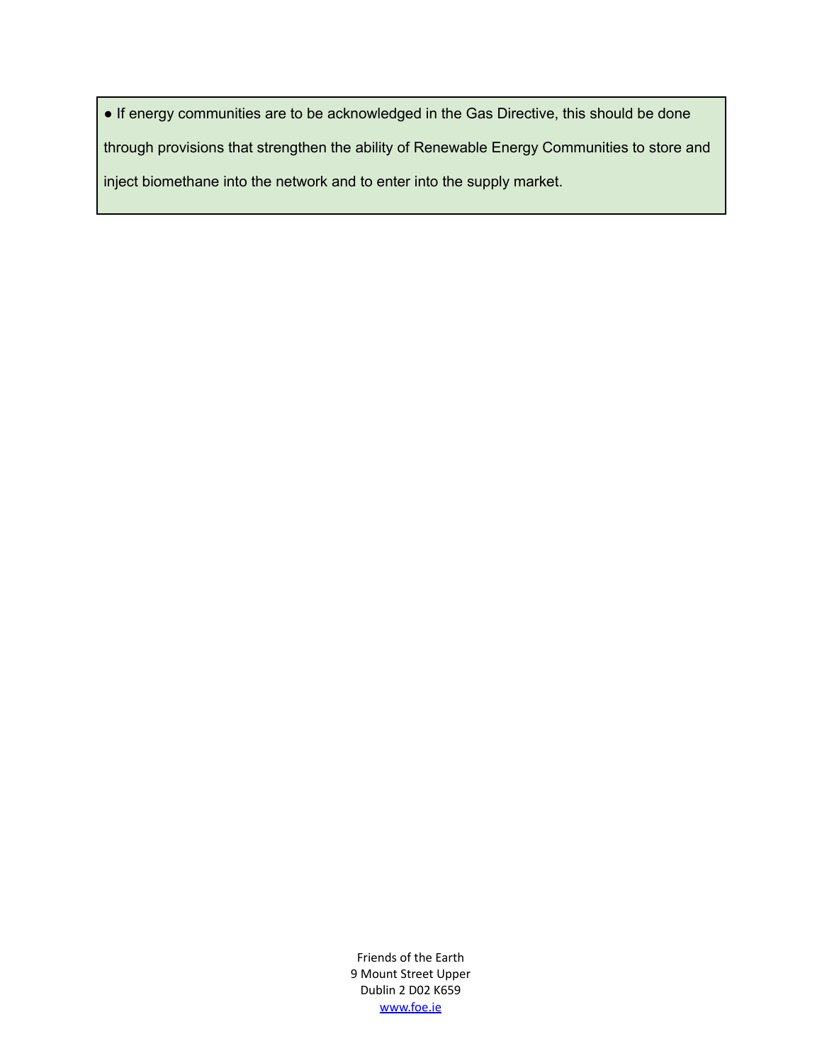- If energy communities are to be acknowledged in the Gas Directive, this should be done through provisions that strengthen the ability of Renewable Energy Communities to store and inject biomethane into the network and to enter into the supply market.

Friends of the Earth
9 Mount Street Upper
Dublin 2 D02 K659
www.foe.ie